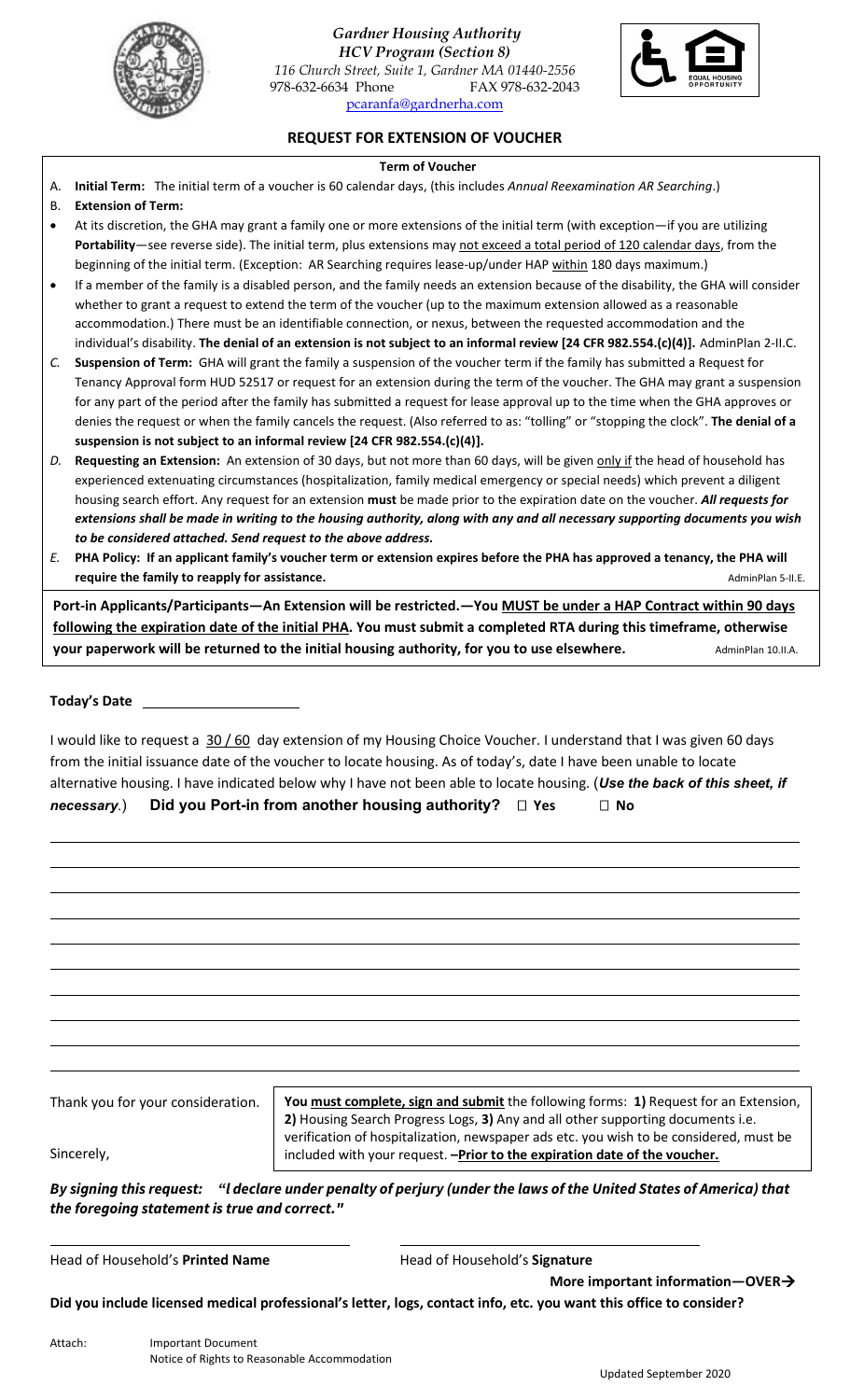*Gardner Housing Authority*
*HCV Program (Section 8)*
*116 Church Street, Suite 1, Gardner MA 01440-2556*
978-632-6634 Phone FAX 978-632-2043
pcaranfa@gardnerha.com

## REQUEST FOR EXTENSION OF VOUCHER

**Term of Voucher**

A. **Initial Term:** The initial term of a voucher is 60 calendar days, (this includes *Annual Reexamination AR Searching*.)

B. **Extension of Term:**

- At its discretion, the GHA may grant a family one or more extensions of the initial term (with exception—if you are utilizing **Portability**—see reverse side). The initial term, plus extensions may not exceed a total period of 120 calendar days, from the beginning of the initial term. (Exception: AR Searching requires lease-up/under HAP within 180 days maximum.)
- If a member of the family is a disabled person, and the family needs an extension because of the disability, the GHA will consider whether to grant a request to extend the term of the voucher (up to the maximum extension allowed as a reasonable accommodation.) There must be an identifiable connection, or nexus, between the requested accommodation and the individual's disability. **The denial of an extension is not subject to an informal review [24 CFR 982.554.(c)(4)].** AdminPlan 2-II.C.

*C.* **Suspension of Term:** GHA will grant the family a suspension of the voucher term if the family has submitted a Request for Tenancy Approval form HUD 52517 or request for an extension during the term of the voucher. The GHA may grant a suspension for any part of the period after the family has submitted a request for lease approval up to the time when the GHA approves or denies the request or when the family cancels the request. (Also referred to as: "tolling" or "stopping the clock". **The denial of a suspension is not subject to an informal review [24 CFR 982.554.(c)(4)].**

*D.* **Requesting an Extension:** An extension of 30 days, but not more than 60 days, will be given only if the head of household has experienced extenuating circumstances (hospitalization, family medical emergency or special needs) which prevent a diligent housing search effort. Any request for an extension **must** be made prior to the expiration date on the voucher. ***All requests for extensions shall be made in writing to the housing authority, along with any and all necessary supporting documents you wish to be considered attached. Send request to the above address.***

*E.* **PHA Policy: If an applicant family's voucher term or extension expires before the PHA has approved a tenancy, the PHA will require the family to reapply for assistance.** AdminPlan 5-II.E.

**Port-in Applicants/Participants—An Extension will be restricted.—You MUST be under a HAP Contract within 90 days following the expiration date of the initial PHA. You must submit a completed RTA during this timeframe, otherwise your paperwork will be returned to the initial housing authority, for you to use elsewhere.** AdminPlan 10.II.A.

**Today's Date** ____________________

I would like to request a 30 / 60 day extension of my Housing Choice Voucher. I understand that I was given 60 days from the initial issuance date of the voucher to locate housing. As of today's, date I have been unable to locate alternative housing. I have indicated below why I have not been able to locate housing. (***Use the back of this sheet, if necessary***.) **Did you Port-in from another housing authority? ☐ Yes ☐ No**

______________________________________________________________________________

______________________________________________________________________________

______________________________________________________________________________

______________________________________________________________________________

______________________________________________________________________________

______________________________________________________________________________

______________________________________________________________________________

______________________________________________________________________________

______________________________________________________________________________

______________________________________________________________________________

Thank you for your consideration.

Sincerely,

**You must complete, sign and submit** the following forms: **1)** Request for an Extension, **2)** Housing Search Progress Logs, **3)** Any and all other supporting documents i.e. verification of hospitalization, newspaper ads etc. you wish to be considered, must be included with your request. **–Prior to the expiration date of the voucher.**

***By signing this request: "I declare under penalty of perjury (under the laws of the United States of America) that the foregoing statement is true and correct."***

______________________________ ______________________________

Head of Household's **Printed Name** Head of Household's **Signature**

**More important information—OVER→**

**Did you include licensed medical professional's letter, logs, contact info, etc. you want this office to consider?**

Attach: Important Document
Notice of Rights to Reasonable Accommodation

Updated September 2020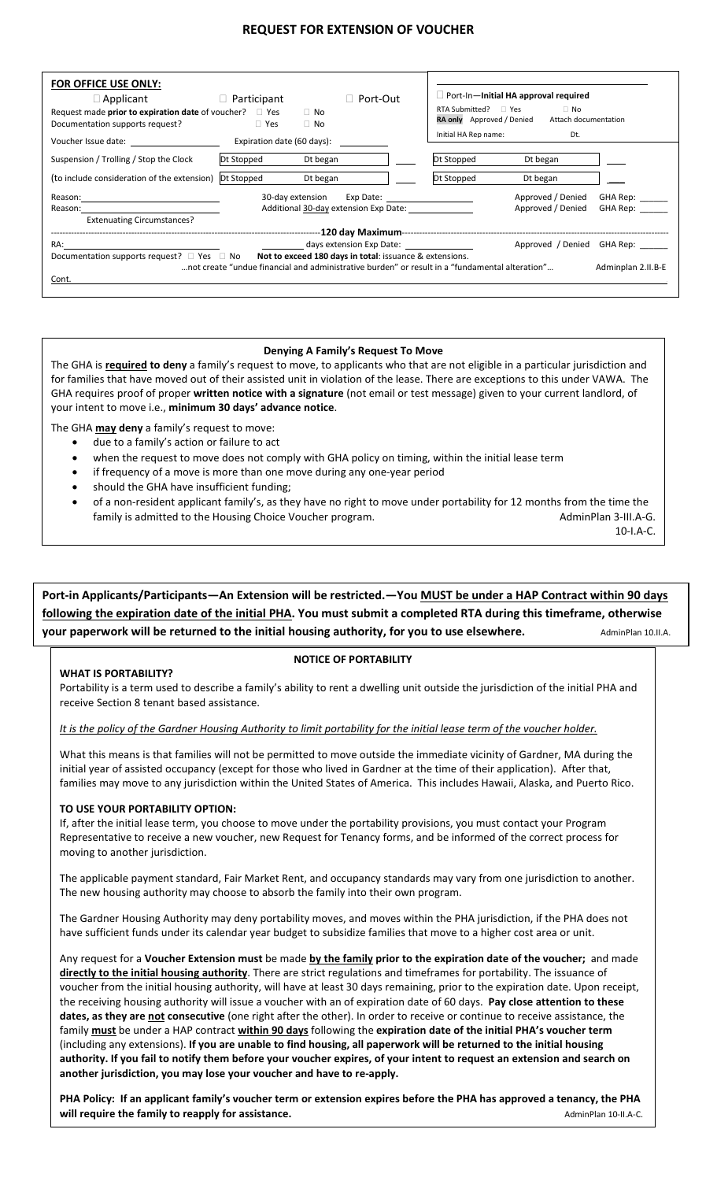# REQUEST FOR EXTENSION OF VOUCHER

**FOR OFFICE USE ONLY:**

☐ Applicant ☐ Participant ☐ Port-Out

Request made **prior to expiration date** of voucher? ☐ Yes ☐ No

Documentation supports request? ☐ Yes ☐ No

Voucher Issue date: ______ Expiration date (60 days): ______

☐ Port-In—**Initial HA approval required**

RTA Submitted? ☐ Yes ☐ No

**RA only** Approved / Denied Attach documentation

Initial HA Rep name: ______ Dt.

| | | | | | | |
|---|---|---|---|---|---|---|
| Suspension / Trolling / Stop the Clock | Dt Stopped | Dt began | ___ | Dt Stopped | Dt began | ___ |
| (to include consideration of the extension) | Dt Stopped | Dt began | ___ | Dt Stopped | Dt began | ___ |

Reason: ______ 30-day extension Exp Date: ______ Approved / Denied GHA Rep: ______

Reason: ______ Additional 30-day extension Exp Date: ______ Approved / Denied GHA Rep: ______

Extenuating Circumstances?

---120 day Maximum---

RA: ______ ______ days extension Exp Date: ______ Approved / Denied GHA Rep: ______

Documentation supports request? ☐ Yes ☐ No **Not to exceed 180 days in total**: issuance & extensions.

…not create "undue financial and administrative burden" or result in a "fundamental alteration"… Adminplan 2.II.B-E

Cont.

**Denying A Family's Request To Move**

The GHA is **required to deny** a family's request to move, to applicants who that are not eligible in a particular jurisdiction and for families that have moved out of their assisted unit in violation of the lease. There are exceptions to this under VAWA. The GHA requires proof of proper **written notice with a signature** (not email or test message) given to your current landlord, of your intent to move i.e., **minimum 30 days' advance notice**.

The GHA **may deny** a family's request to move:

- due to a family's action or failure to act
- when the request to move does not comply with GHA policy on timing, within the initial lease term
- if frequency of a move is more than one move during any one-year period
- should the GHA have insufficient funding;
- of a non-resident applicant family's, as they have no right to move under portability for 12 months from the time the family is admitted to the Housing Choice Voucher program. AdminPlan 3-III.A-G. 10-I.A-C.

**Port-in Applicants/Participants—An Extension will be restricted.—You MUST be under a HAP Contract within 90 days following the expiration date of the initial PHA. You must submit a completed RTA during this timeframe, otherwise your paperwork will be returned to the initial housing authority, for you to use elsewhere.** AdminPlan 10.II.A.

**NOTICE OF PORTABILITY**

**WHAT IS PORTABILITY?**

Portability is a term used to describe a family's ability to rent a dwelling unit outside the jurisdiction of the initial PHA and receive Section 8 tenant based assistance.

*It is the policy of the Gardner Housing Authority to limit portability for the initial lease term of the voucher holder.*

What this means is that families will not be permitted to move outside the immediate vicinity of Gardner, MA during the initial year of assisted occupancy (except for those who lived in Gardner at the time of their application). After that, families may move to any jurisdiction within the United States of America. This includes Hawaii, Alaska, and Puerto Rico.

**TO USE YOUR PORTABILITY OPTION:**

If, after the initial lease term, you choose to move under the portability provisions, you must contact your Program Representative to receive a new voucher, new Request for Tenancy forms, and be informed of the correct process for moving to another jurisdiction.

The applicable payment standard, Fair Market Rent, and occupancy standards may vary from one jurisdiction to another. The new housing authority may choose to absorb the family into their own program.

The Gardner Housing Authority may deny portability moves, and moves within the PHA jurisdiction, if the PHA does not have sufficient funds under its calendar year budget to subsidize families that move to a higher cost area or unit.

Any request for a **Voucher Extension must** be made **by the family prior to the expiration date of the voucher;** and made **directly to the initial housing authority**. There are strict regulations and timeframes for portability. The issuance of voucher from the initial housing authority, will have at least 30 days remaining, prior to the expiration date. Upon receipt, the receiving housing authority will issue a voucher with an of expiration date of 60 days. **Pay close attention to these dates, as they are not consecutive** (one right after the other). In order to receive or continue to receive assistance, the family **must** be under a HAP contract **within 90 days** following the **expiration date of the initial PHA's voucher term** (including any extensions). **If you are unable to find housing, all paperwork will be returned to the initial housing authority. If you fail to notify them before your voucher expires, of your intent to request an extension and search on another jurisdiction, you may lose your voucher and have to re-apply.**

**PHA Policy: If an applicant family's voucher term or extension expires before the PHA has approved a tenancy, the PHA will require the family to reapply for assistance.** AdminPlan 10-II.A-C.